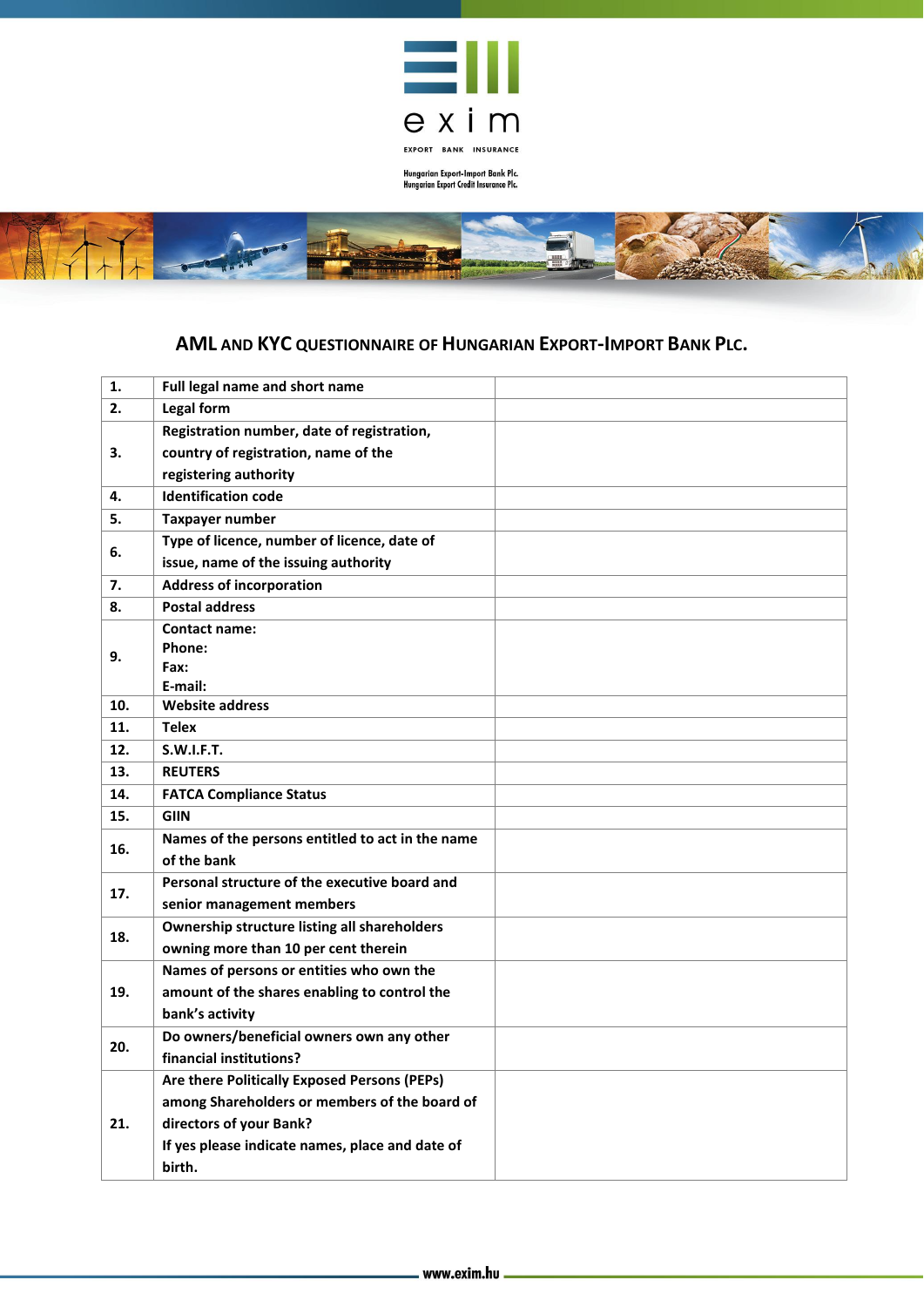exim

EXPORT BANK INSURANCE

Hungarian Export-Import Bank Plc.
Hungarian Export Credit Insurance Plc.

## AML AND KYC QUESTIONNAIRE OF HUNGARIAN EXPORT-IMPORT BANK PLC.

| | | |
|---|---|---|
| **1.** | **Full legal name and short name** | |
| **2.** | **Legal form** | |
| **3.** | **Registration number, date of registration, country of registration, name of the registering authority** | |
| **4.** | **Identification code** | |
| **5.** | **Taxpayer number** | |
| **6.** | **Type of licence, number of licence, date of issue, name of the issuing authority** | |
| **7.** | **Address of incorporation** | |
| **8.** | **Postal address** | |
| **9.** | **Contact name:**<br>**Phone:**<br>**Fax:**<br>**E-mail:** | |
| **10.** | **Website address** | |
| **11.** | **Telex** | |
| **12.** | **S.W.I.F.T.** | |
| **13.** | **REUTERS** | |
| **14.** | **FATCA Compliance Status** | |
| **15.** | **GIIN** | |
| **16.** | **Names of the persons entitled to act in the name of the bank** | |
| **17.** | **Personal structure of the executive board and senior management members** | |
| **18.** | **Ownership structure listing all shareholders owning more than 10 per cent therein** | |
| **19.** | **Names of persons or entities who own the amount of the shares enabling to control the bank's activity** | |
| **20.** | **Do owners/beneficial owners own any other financial institutions?** | |
| **21.** | **Are there Politically Exposed Persons (PEPs) among Shareholders or members of the board of directors of your Bank?**<br>**If yes please indicate names, place and date of birth.** | |

www.exim.hu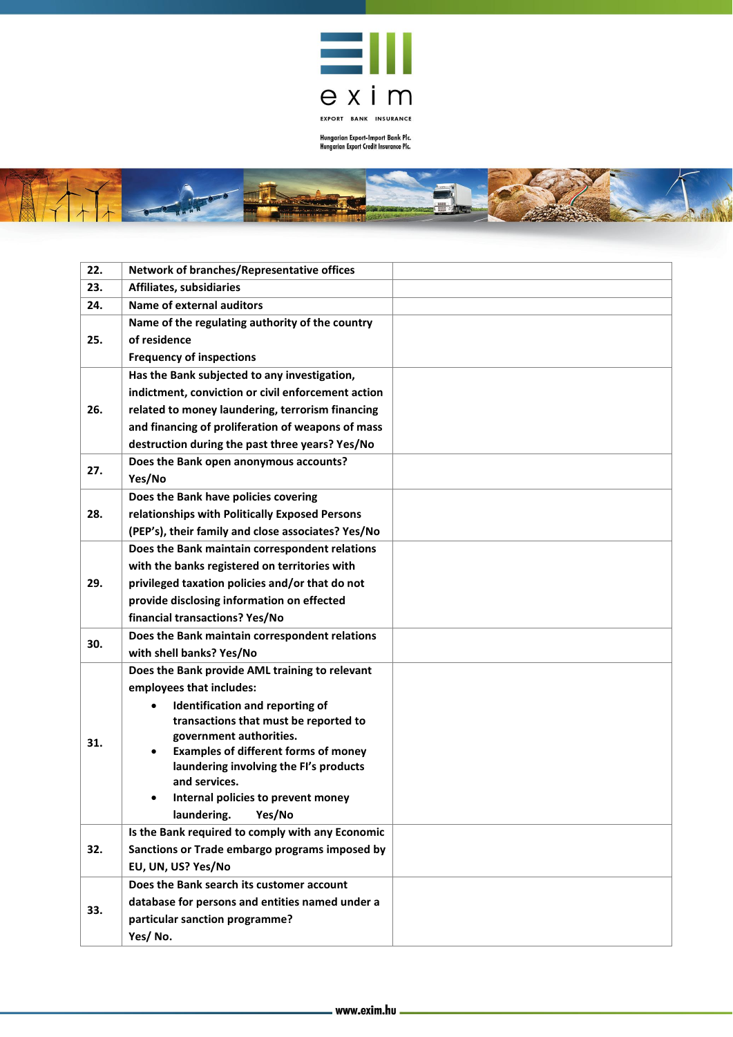| 22. | Network of branches/Representative offices | |
|---|---|---|
| 23. | Affiliates, subsidiaries | |
| 24. | Name of external auditors | |
| 25. | Name of the regulating authority of the country of residence<br>Frequency of inspections | |
| 26. | Has the Bank subjected to any investigation, indictment, conviction or civil enforcement action related to money laundering, terrorism financing and financing of proliferation of weapons of mass destruction during the past three years? Yes/No | |
| 27. | Does the Bank open anonymous accounts? Yes/No | |
| 28. | Does the Bank have policies covering relationships with Politically Exposed Persons (PEP's), their family and close associates? Yes/No | |
| 29. | Does the Bank maintain correspondent relations with the banks registered on territories with privileged taxation policies and/or that do not provide disclosing information on effected financial transactions? Yes/No | |
| 30. | Does the Bank maintain correspondent relations with shell banks? Yes/No | |
| 31. | Does the Bank provide AML training to relevant employees that includes:<br>• Identification and reporting of transactions that must be reported to government authorities.<br>• Examples of different forms of money laundering involving the FI's products and services.<br>• Internal policies to prevent money laundering. Yes/No | |
| 32. | Is the Bank required to comply with any Economic Sanctions or Trade embargo programs imposed by EU, UN, US? Yes/No | |
| 33. | Does the Bank search its customer account database for persons and entities named under a particular sanction programme? Yes/ No. | |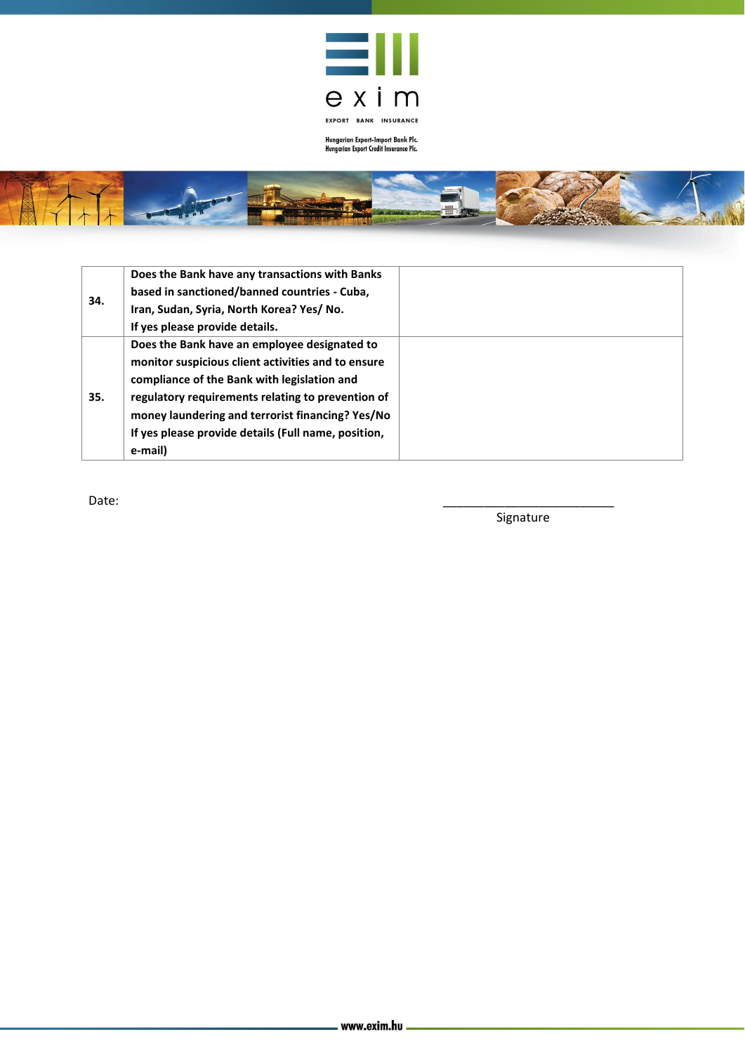| | | |
|---|---|---|
| **34.** | **Does the Bank have any transactions with Banks based in sanctioned/banned countries - Cuba, Iran, Sudan, Syria, North Korea? Yes/ No. If yes please provide details.** | |
| **35.** | **Does the Bank have an employee designated to monitor suspicious client activities and to ensure compliance of the Bank with legislation and regulatory requirements relating to prevention of money laundering and terrorist financing? Yes/No If yes please provide details (Full name, position, e-mail)** | |

Date:

___________________________

Signature